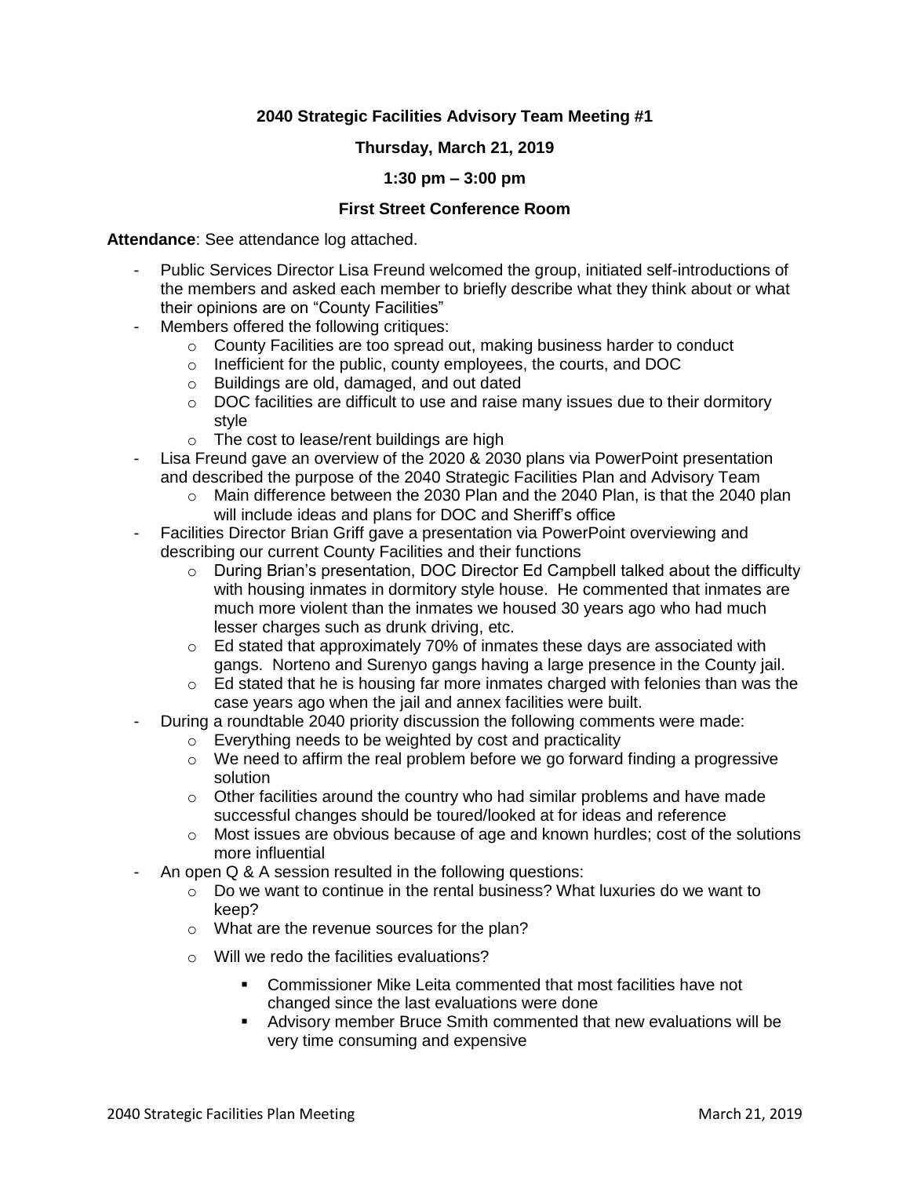**2040 Strategic Facilities Advisory Team Meeting #1**

**Thursday, March 21, 2019**

**1:30 pm – 3:00 pm**

**First Street Conference Room**

**Attendance**: See attendance log attached.

- Public Services Director Lisa Freund welcomed the group, initiated self-introductions of the members and asked each member to briefly describe what they think about or what their opinions are on "County Facilities"
- Members offered the following critiques:
  - County Facilities are too spread out, making business harder to conduct
  - Inefficient for the public, county employees, the courts, and DOC
  - Buildings are old, damaged, and out dated
  - DOC facilities are difficult to use and raise many issues due to their dormitory style
  - The cost to lease/rent buildings are high
- Lisa Freund gave an overview of the 2020 & 2030 plans via PowerPoint presentation and described the purpose of the 2040 Strategic Facilities Plan and Advisory Team
  - Main difference between the 2030 Plan and the 2040 Plan, is that the 2040 plan will include ideas and plans for DOC and Sheriff's office
- Facilities Director Brian Griff gave a presentation via PowerPoint overviewing and describing our current County Facilities and their functions
  - During Brian's presentation, DOC Director Ed Campbell talked about the difficulty with housing inmates in dormitory style house. He commented that inmates are much more violent than the inmates we housed 30 years ago who had much lesser charges such as drunk driving, etc.
  - Ed stated that approximately 70% of inmates these days are associated with gangs. Norteno and Surenyo gangs having a large presence in the County jail.
  - Ed stated that he is housing far more inmates charged with felonies than was the case years ago when the jail and annex facilities were built.
- During a roundtable 2040 priority discussion the following comments were made:
  - Everything needs to be weighted by cost and practicality
  - We need to affirm the real problem before we go forward finding a progressive solution
  - Other facilities around the country who had similar problems and have made successful changes should be toured/looked at for ideas and reference
  - Most issues are obvious because of age and known hurdles; cost of the solutions more influential
- An open Q & A session resulted in the following questions:
  - Do we want to continue in the rental business? What luxuries do we want to keep?
  - What are the revenue sources for the plan?
  - Will we redo the facilities evaluations?
    - Commissioner Mike Leita commented that most facilities have not changed since the last evaluations were done
    - Advisory member Bruce Smith commented that new evaluations will be very time consuming and expensive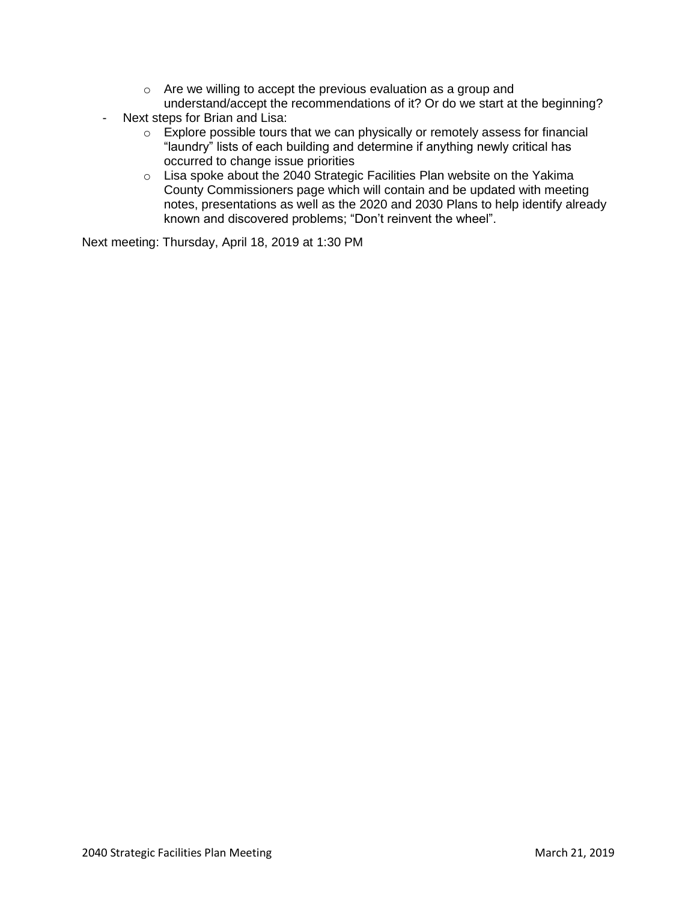- Are we willing to accept the previous evaluation as a group and understand/accept the recommendations of it? Or do we start at the beginning?
- Next steps for Brian and Lisa:
    - Explore possible tours that we can physically or remotely assess for financial "laundry" lists of each building and determine if anything newly critical has occurred to change issue priorities
    - Lisa spoke about the 2040 Strategic Facilities Plan website on the Yakima County Commissioners page which will contain and be updated with meeting notes, presentations as well as the 2020 and 2030 Plans to help identify already known and discovered problems; "Don't reinvent the wheel".

Next meeting: Thursday, April 18, 2019 at 1:30 PM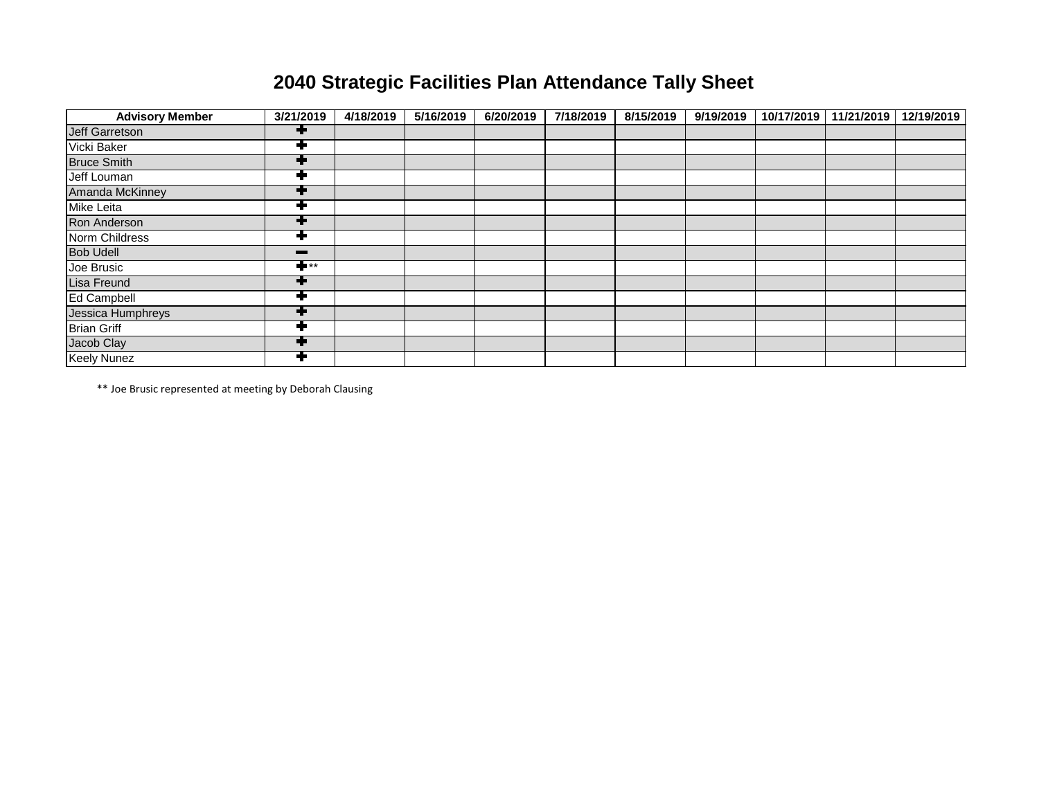# 2040 Strategic Facilities Plan Attendance Tally Sheet

| Advisory Member | 3/21/2019 | 4/18/2019 | 5/16/2019 | 6/20/2019 | 7/18/2019 | 8/15/2019 | 9/19/2019 | 10/17/2019 | 11/21/2019 | 12/19/2019 |
|---|---|---|---|---|---|---|---|---|---|---|
| Jeff Garretson | + | | | | | | | | | |
| Vicki Baker | + | | | | | | | | | |
| Bruce Smith | + | | | | | | | | | |
| Jeff Louman | + | | | | | | | | | |
| Amanda McKinney | + | | | | | | | | | |
| Mike Leita | + | | | | | | | | | |
| Ron Anderson | + | | | | | | | | | |
| Norm Childress | + | | | | | | | | | |
| Bob Udell | − | | | | | | | | | |
| Joe Brusic | + ** | | | | | | | | | |
| Lisa Freund | + | | | | | | | | | |
| Ed Campbell | + | | | | | | | | | |
| Jessica Humphreys | + | | | | | | | | | |
| Brian Griff | + | | | | | | | | | |
| Jacob Clay | + | | | | | | | | | |
| Keely Nunez | + | | | | | | | | | |

** Joe Brusic represented at meeting by Deborah Clausing